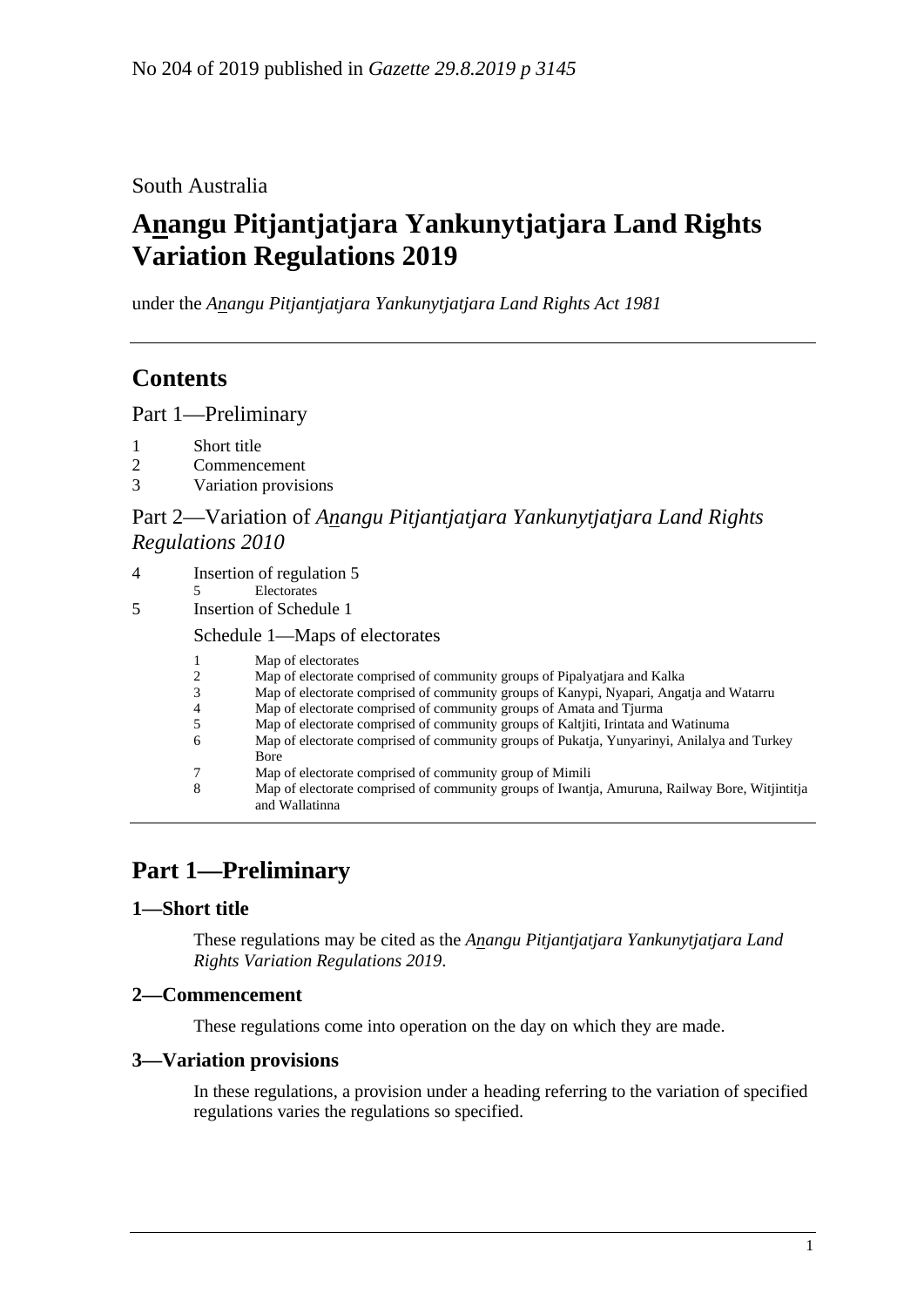No 204 of 2019 published in *Gazette 29.8.2019 p 3145*

South Australia

# Anangu Pitjantjatjara Yankunytjatjara Land Rights Variation Regulations 2019

under the *Anangu Pitjantjatjara Yankunytjatjara Land Rights Act 1981*

## Contents

Part 1—Preliminary

1 Short title
2 Commencement
3 Variation provisions

Part 2—Variation of *Anangu Pitjantjatjara Yankunytjatjara Land Rights Regulations 2010*

4 Insertion of regulation 5
  5 Electorates
5 Insertion of Schedule 1

Schedule 1—Maps of electorates

1 Map of electorates
2 Map of electorate comprised of community groups of Pipalyatjara and Kalka
3 Map of electorate comprised of community groups of Kanypi, Nyapari, Angatja and Watarru
4 Map of electorate comprised of community groups of Amata and Tjurma
5 Map of electorate comprised of community groups of Kaltjiti, Irintata and Watinuma
6 Map of electorate comprised of community groups of Pukatja, Yunyarinyi, Anilalya and Turkey Bore
7 Map of electorate comprised of community group of Mimili
8 Map of electorate comprised of community groups of Iwantja, Amuruna, Railway Bore, Witjintitja and Wallatinna

# Part 1—Preliminary

### 1—Short title

These regulations may be cited as the *Anangu Pitjantjatjara Yankunytjatjara Land Rights Variation Regulations 2019*.

### 2—Commencement

These regulations come into operation on the day on which they are made.

### 3—Variation provisions

In these regulations, a provision under a heading referring to the variation of specified regulations varies the regulations so specified.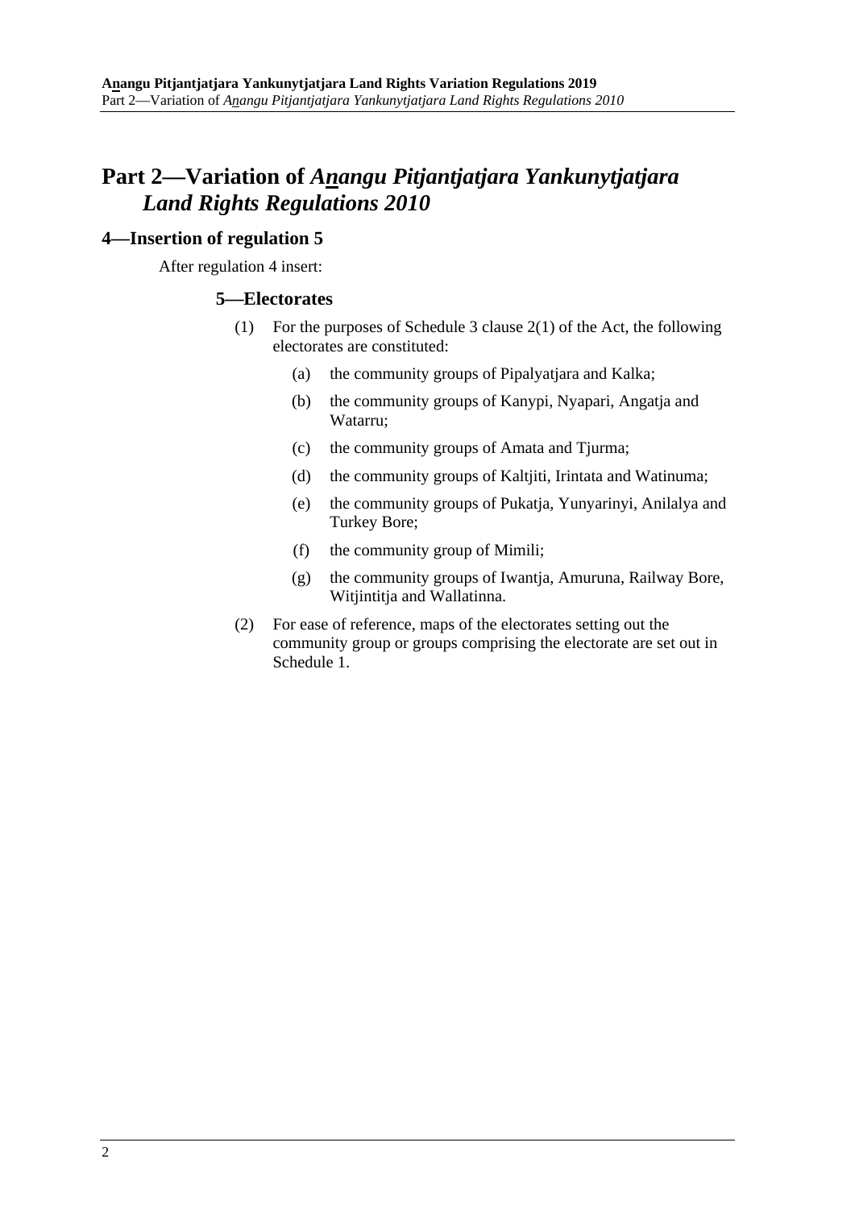# Part 2—Variation of *Anangu Pitjantjatjara Yankunytjatjara Land Rights Regulations 2010*

## 4—Insertion of regulation 5

After regulation 4 insert:

### 5—Electorates

(1) For the purposes of Schedule 3 clause 2(1) of the Act, the following electorates are constituted:

(a) the community groups of Pipalyatjara and Kalka;

(b) the community groups of Kanypi, Nyapari, Angatja and Watarru;

(c) the community groups of Amata and Tjurma;

(d) the community groups of Kaltjiti, Irintata and Watinuma;

(e) the community groups of Pukatja, Yunyarinyi, Anilalya and Turkey Bore;

(f) the community group of Mimili;

(g) the community groups of Iwantja, Amuruna, Railway Bore, Witjintitja and Wallatinna.

(2) For ease of reference, maps of the electorates setting out the community group or groups comprising the electorate are set out in Schedule 1.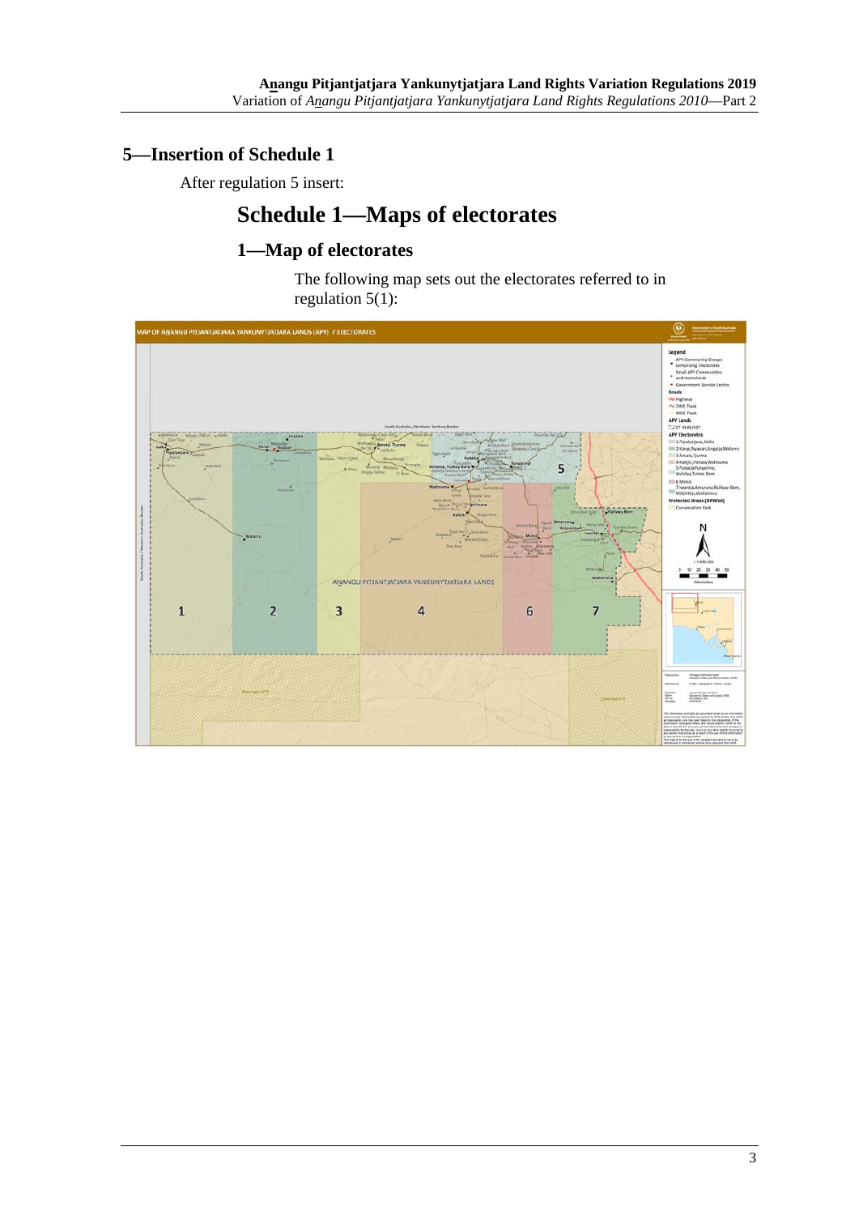## 5—Insertion of Schedule 1

After regulation 5 insert:

# Schedule 1—Maps of electorates

## 1—Map of electorates

The following map sets out the electorates referred to in regulation 5(1):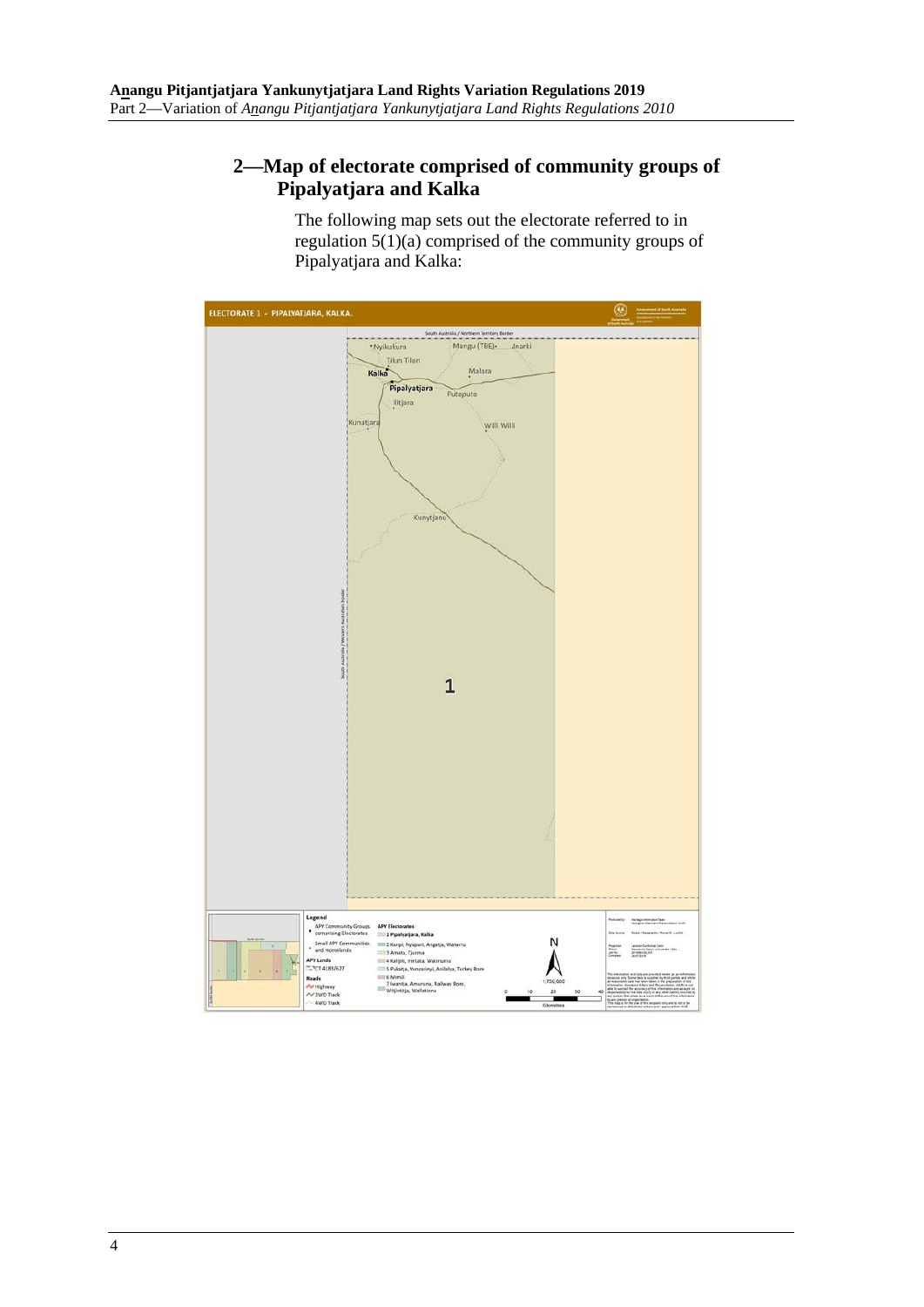## 2—Map of electorate comprised of community groups of Pipalyatjara and Kalka

The following map sets out the electorate referred to in regulation 5(1)(a) comprised of the community groups of Pipalyatjara and Kalka: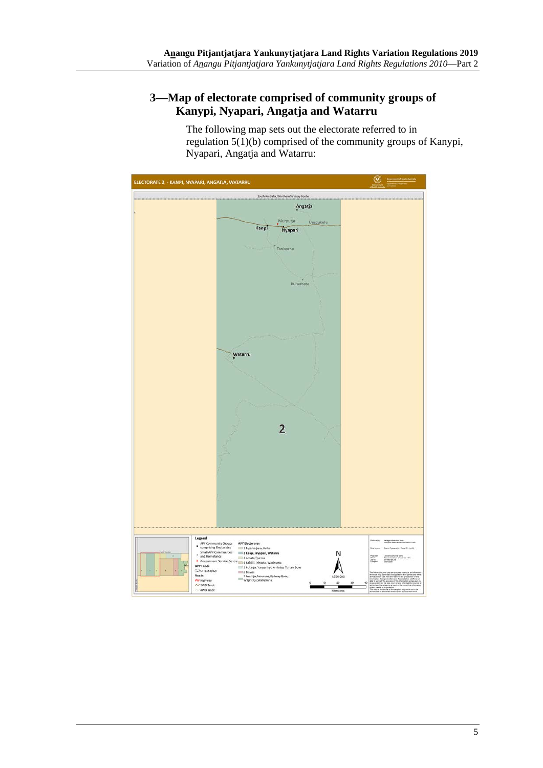## 3—Map of electorate comprised of community groups of Kanypi, Nyapari, Angatja and Watarru

The following map sets out the electorate referred to in regulation 5(1)(b) comprised of the community groups of Kanypi, Nyapari, Angatja and Watarru:

ELECTORATE 2 - KANPI, NYAPARI, ANGATJA, WATARRU

South Australia / Northern Territory Border

Angatja

Murputja

Umpukulu

Kanpi

Nyapari

Tankaane

Kunamata

Watarru

2

Legend

APY Community Groups comprising Electorates

Small APY Communities and Homelands

Government Service Centre

APY Lands

CT 4181/627

Roads

Highway

2WD Track

4WD Track

APY Electorates

1 Pipalyatjara, Kalka

2 Kanpi, Nyapari, Watarru

3 Amata, Tjurma

4 Kaltjiti, Irintata, Watinuma

5 Pukatja, Yunyarinyi, Anilalya, Turkey Bore

6 Mimili

7 Iwantja, Amuruna, Railway Bore, Witjintitja, Wallatinna

N

1:750,000

0 10 20 30 40

Kilometres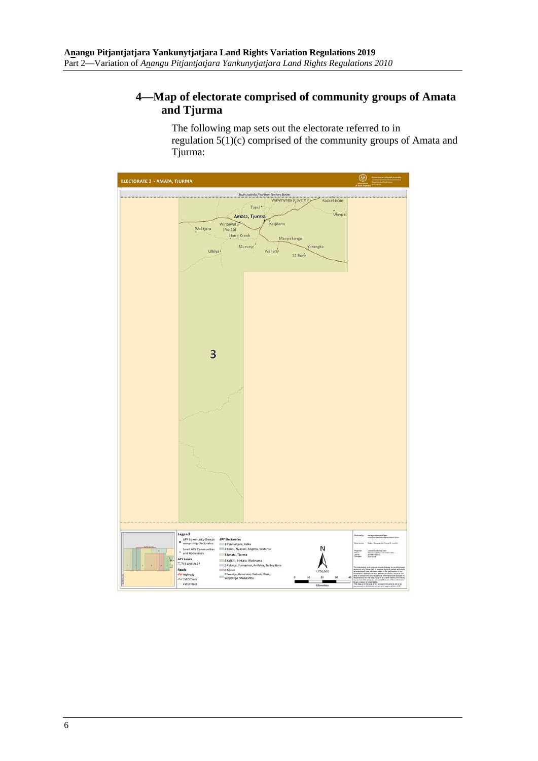## 4—Map of electorate comprised of community groups of Amata and Tjurma

The following map sets out the electorate referred to in regulation 5(1)(c) comprised of the community groups of Amata and Tjurma: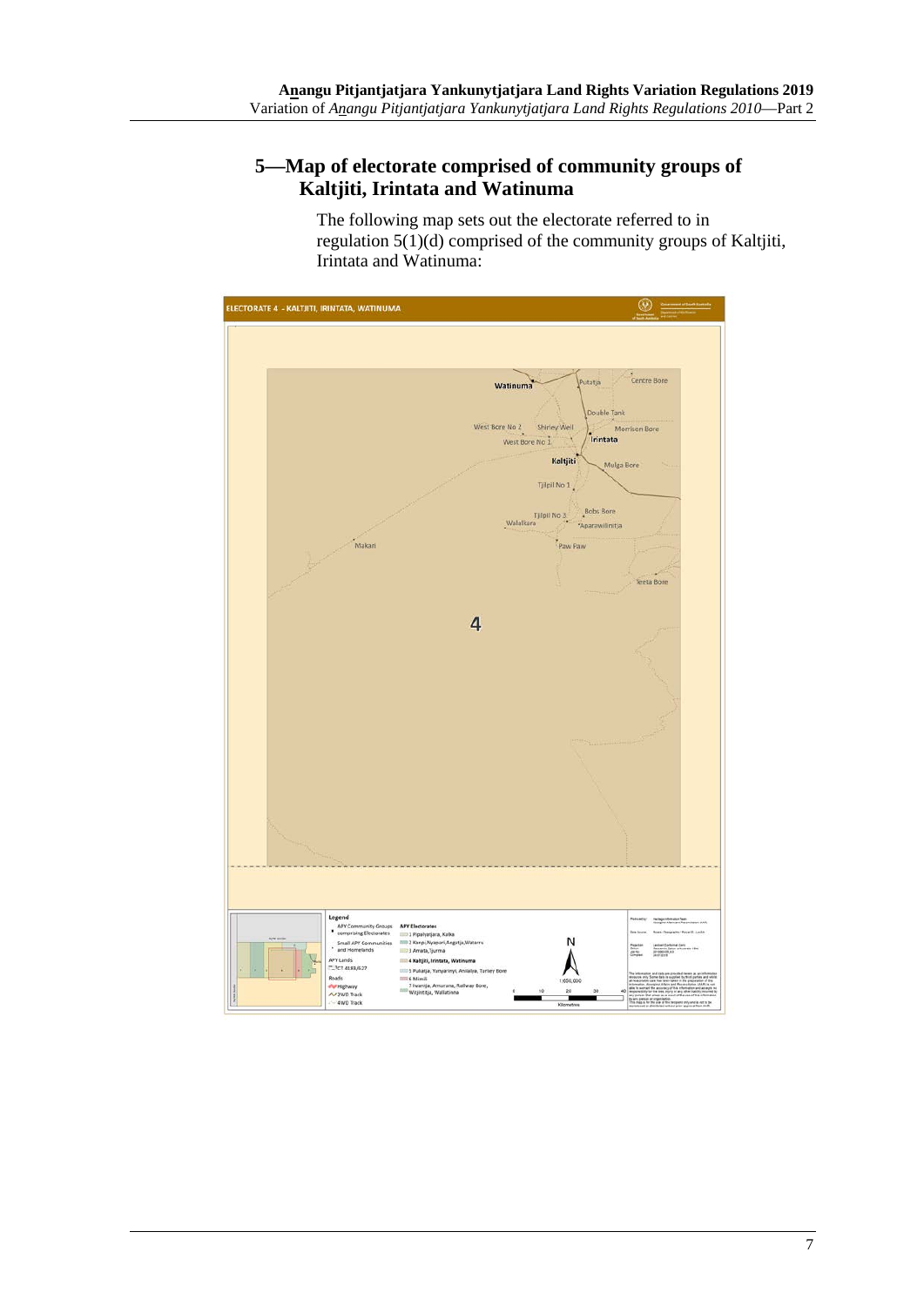## 5—Map of electorate comprised of community groups of Kaltjiti, Irintata and Watinuma

The following map sets out the electorate referred to in regulation 5(1)(d) comprised of the community groups of Kaltjiti, Irintata and Watinuma: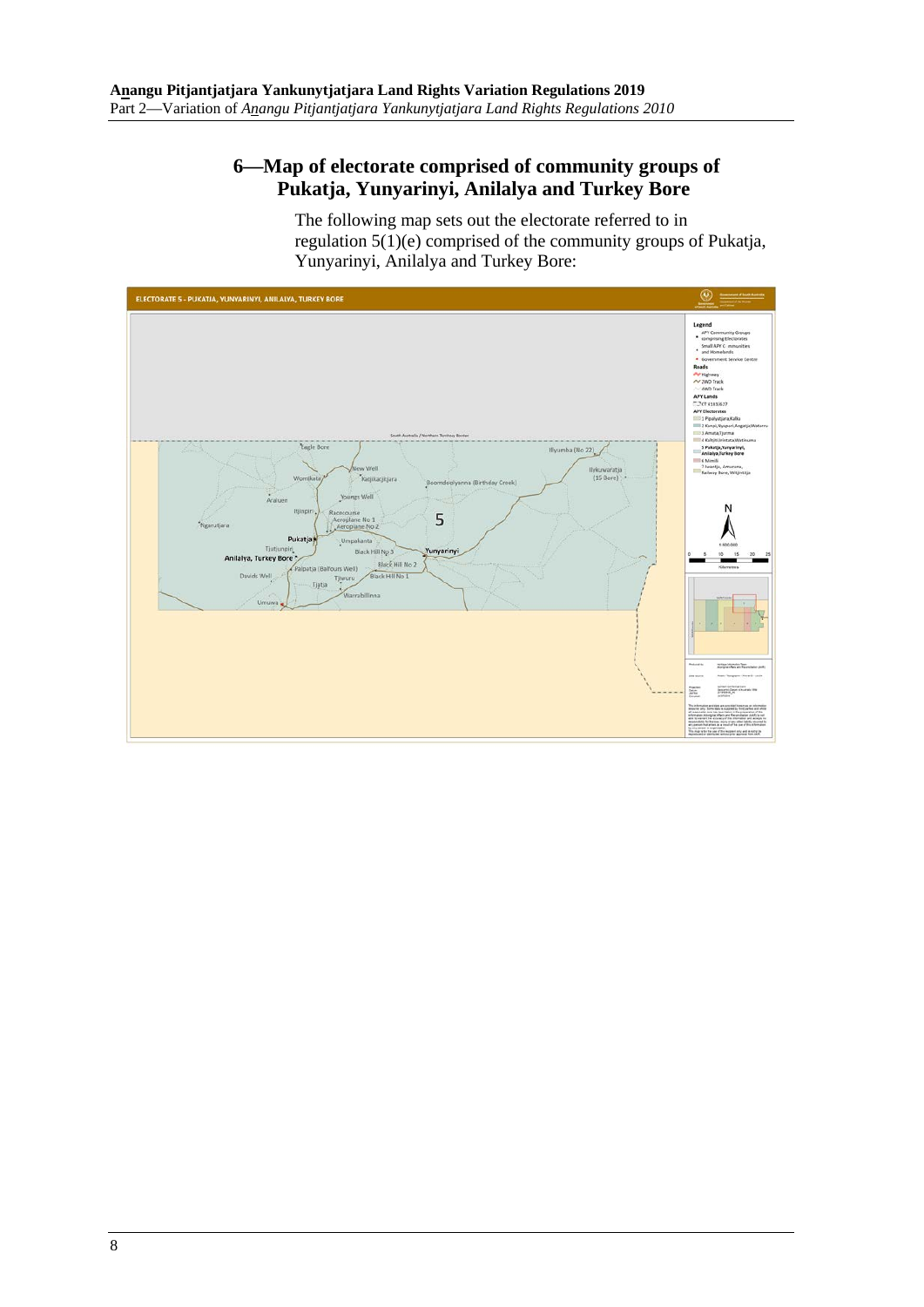## 6—Map of electorate comprised of community groups of Pukatja, Yunyarinyi, Anilalya and Turkey Bore

The following map sets out the electorate referred to in regulation 5(1)(e) comprised of the community groups of Pukatja, Yunyarinyi, Anilalya and Turkey Bore: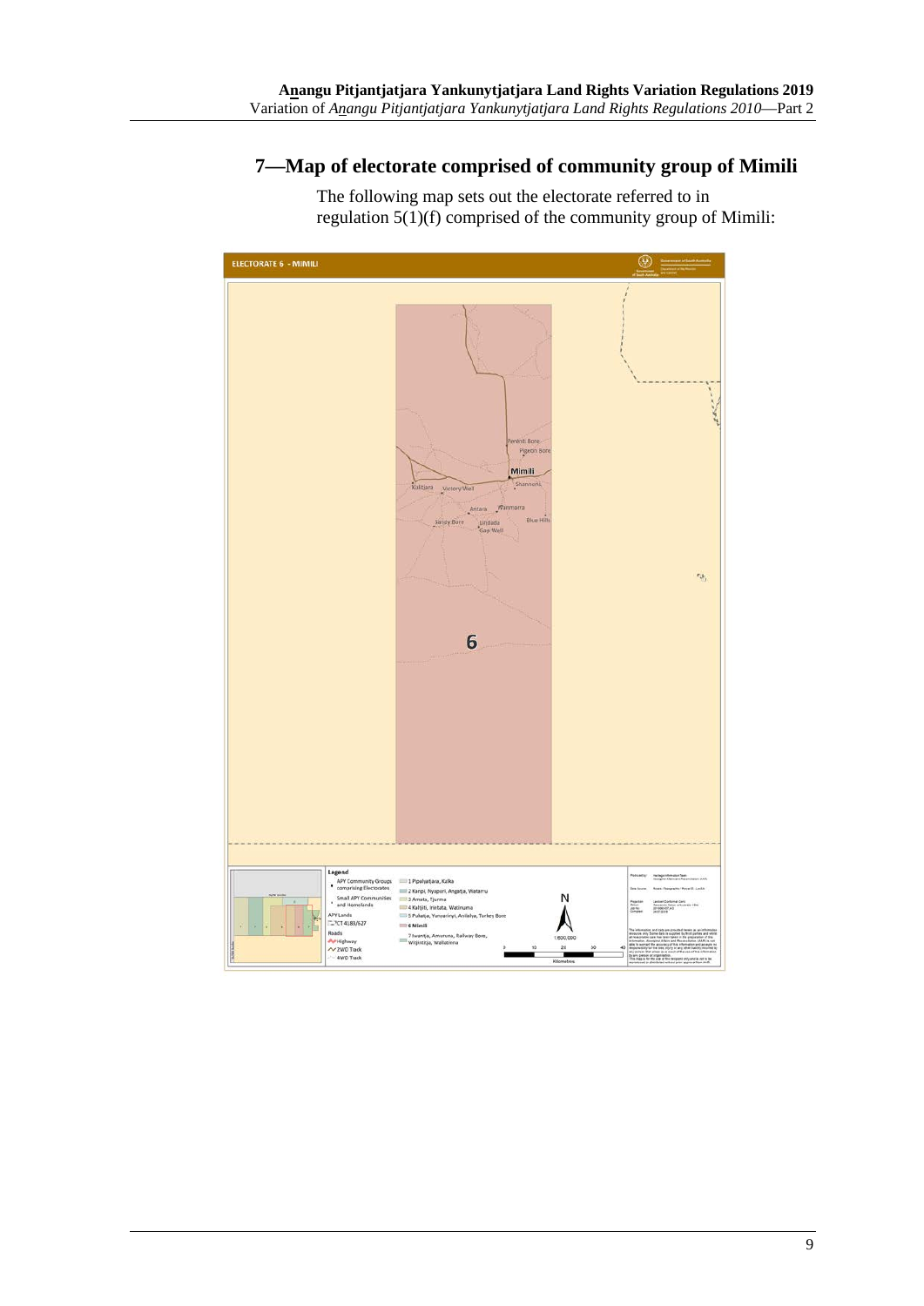## 7—Map of electorate comprised of community group of Mimili

The following map sets out the electorate referred to in regulation 5(1)(f) comprised of the community group of Mimili: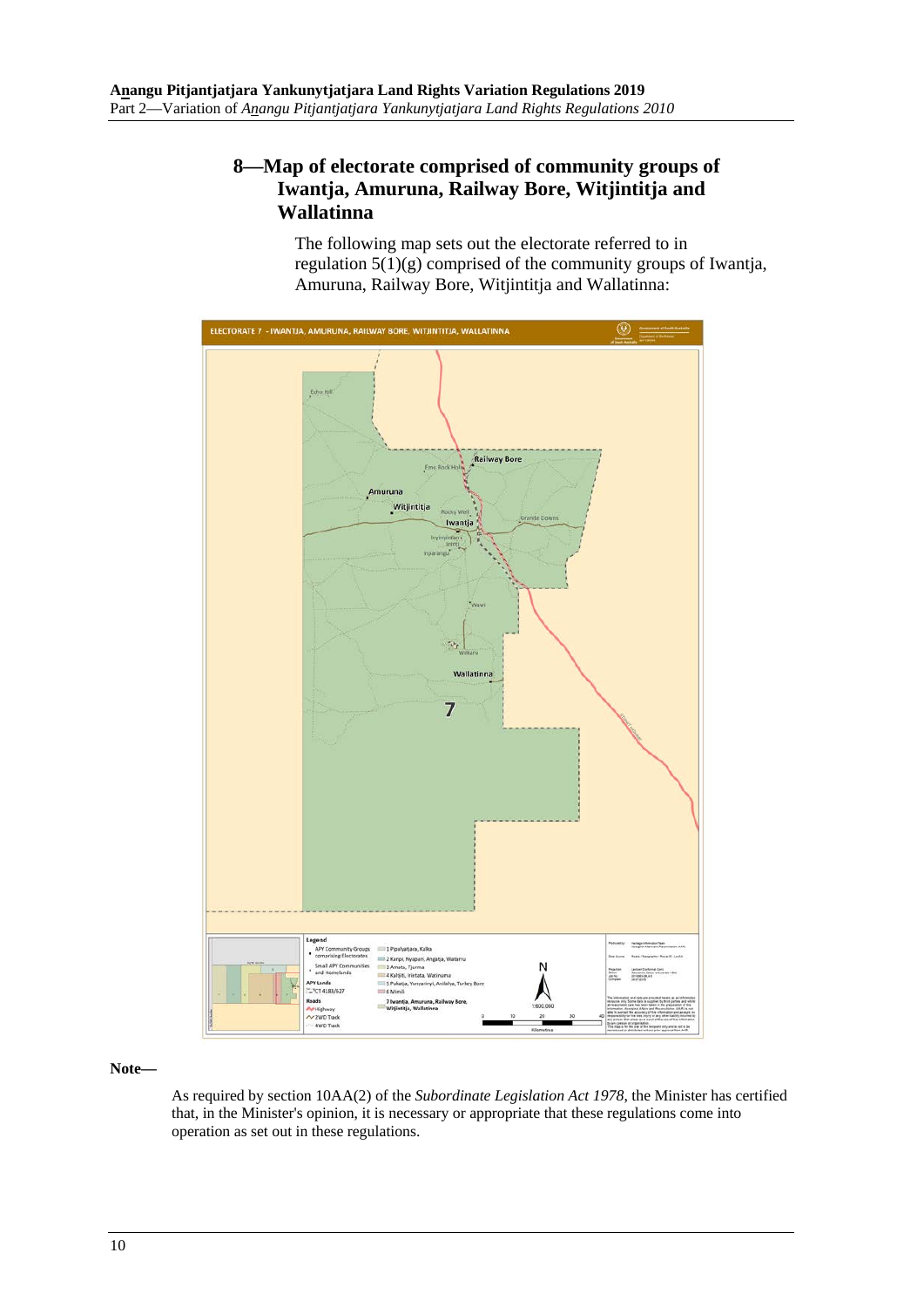## 8—Map of electorate comprised of community groups of Iwantja, Amuruna, Railway Bore, Witjintitja and Wallatinna

The following map sets out the electorate referred to in regulation 5(1)(g) comprised of the community groups of Iwantja, Amuruna, Railway Bore, Witjintitja and Wallatinna:

**Note—**

As required by section 10AA(2) of the *Subordinate Legislation Act 1978*, the Minister has certified that, in the Minister's opinion, it is necessary or appropriate that these regulations come into operation as set out in these regulations.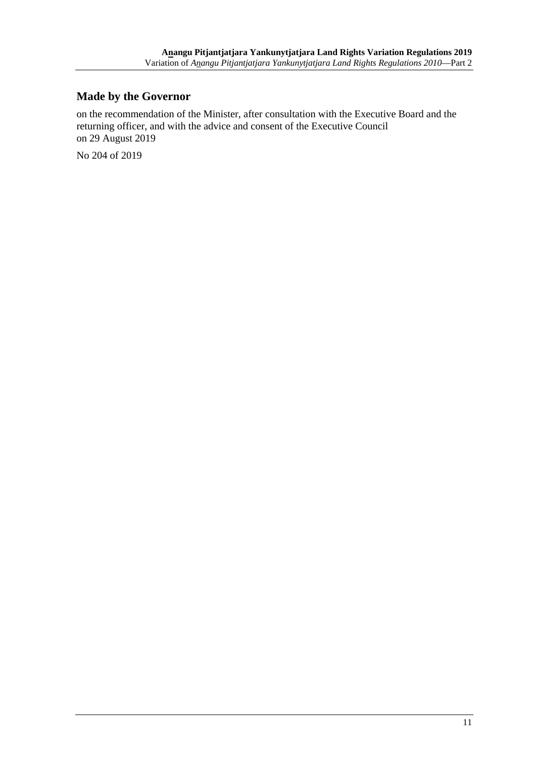## Made by the Governor

on the recommendation of the Minister, after consultation with the Executive Board and the returning officer, and with the advice and consent of the Executive Council
on 29 August 2019

No 204 of 2019